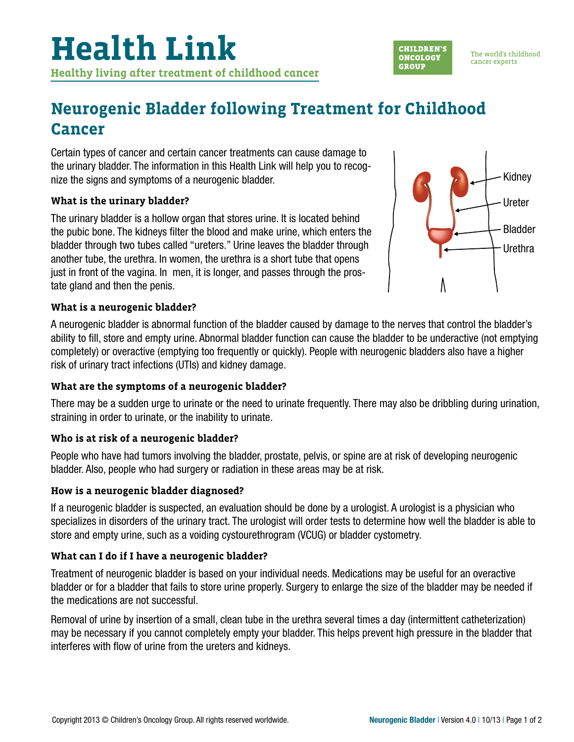# Health Link

**Healthy living after treatment of childhood cancer**

CHILDREN'S ONCOLOGY GROUP

The world's childhood cancer experts

## Neurogenic Bladder following Treatment for Childhood Cancer

Certain types of cancer and certain cancer treatments can cause damage to the urinary bladder. The information in this Health Link will help you to recognize the signs and symptoms of a neurogenic bladder.

### What is the urinary bladder?

The urinary bladder is a hollow organ that stores urine. It is located behind the pubic bone. The kidneys filter the blood and make urine, which enters the bladder through two tubes called "ureters." Urine leaves the bladder through another tube, the urethra. In women, the urethra is a short tube that opens just in front of the vagina. In men, it is longer, and passes through the prostate gland and then the penis.

Kidney
Ureter
Bladder
Urethra

### What is a neurogenic bladder?

A neurogenic bladder is abnormal function of the bladder caused by damage to the nerves that control the bladder's ability to fill, store and empty urine. Abnormal bladder function can cause the bladder to be underactive (not emptying completely) or overactive (emptying too frequently or quickly). People with neurogenic bladders also have a higher risk of urinary tract infections (UTIs) and kidney damage.

### What are the symptoms of a neurogenic bladder?

There may be a sudden urge to urinate or the need to urinate frequently. There may also be dribbling during urination, straining in order to urinate, or the inability to urinate.

### Who is at risk of a neurogenic bladder?

People who have had tumors involving the bladder, prostate, pelvis, or spine are at risk of developing neurogenic bladder. Also, people who had surgery or radiation in these areas may be at risk.

### How is a neurogenic bladder diagnosed?

If a neurogenic bladder is suspected, an evaluation should be done by a urologist. A urologist is a physician who specializes in disorders of the urinary tract. The urologist will order tests to determine how well the bladder is able to store and empty urine, such as a voiding cystourethrogram (VCUG) or bladder cystometry.

### What can I do if I have a neurogenic bladder?

Treatment of neurogenic bladder is based on your individual needs. Medications may be useful for an overactive bladder or for a bladder that fails to store urine properly. Surgery to enlarge the size of the bladder may be needed if the medications are not successful.

Removal of urine by insertion of a small, clean tube in the urethra several times a day (intermittent catheterization) may be necessary if you cannot completely empty your bladder. This helps prevent high pressure in the bladder that interferes with flow of urine from the ureters and kidneys.

Copyright 2013 © Children's Oncology Group. All rights reserved worldwide.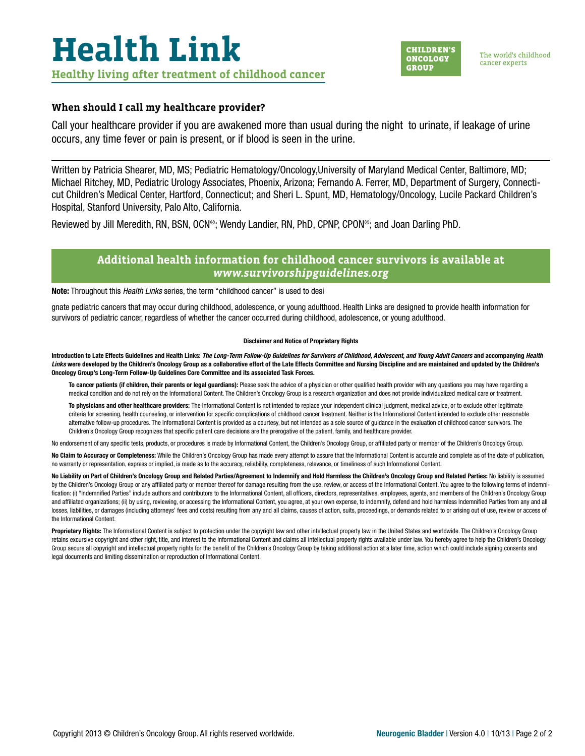### When should I call my healthcare provider?

Call your healthcare provider if you are awakened more than usual during the night to urinate, if leakage of urine occurs, any time fever or pain is present, or if blood is seen in the urine.

---

Written by Patricia Shearer, MD, MS; Pediatric Hematology/Oncology,University of Maryland Medical Center, Baltimore, MD; Michael Ritchey, MD, Pediatric Urology Associates, Phoenix, Arizona; Fernando A. Ferrer, MD, Department of Surgery, Connecticut Children's Medical Center, Hartford, Connecticut; and Sheri L. Spunt, MD, Hematology/Oncology, Lucile Packard Children's Hospital, Stanford University, Palo Alto, California.

Reviewed by Jill Meredith, RN, BSN, OCN®; Wendy Landier, RN, PhD, CPNP, CPON®; and Joan Darling PhD.

**Additional health information for childhood cancer survivors is available at *www.survivorshipguidelines.org***

**Note:** Throughout this *Health Links* series, the term "childhood cancer" is used to designate pediatric cancers that may occur during childhood, adolescence, or young adulthood. Health Links are designed to provide health information for survivors of pediatric cancer, regardless of whether the cancer occurred during childhood, adolescence, or young adulthood.

**Disclaimer and Notice of Proprietary Rights**

**Introduction to Late Effects Guidelines and Health Links: *The Long-Term Follow-Up Guidelines for Survivors of Childhood, Adolescent, and Young Adult Cancers* and accompanying *Health Links* were developed by the Children's Oncology Group as a collaborative effort of the Late Effects Committee and Nursing Discipline and are maintained and updated by the Children's Oncology Group's Long-Term Follow-Up Guidelines Core Committee and its associated Task Forces.**

**To cancer patients (if children, their parents or legal guardians):** Please seek the advice of a physician or other qualified health provider with any questions you may have regarding a medical condition and do not rely on the Informational Content. The Children's Oncology Group is a research organization and does not provide individualized medical care or treatment.

**To physicians and other healthcare providers:** The Informational Content is not intended to replace your independent clinical judgment, medical advice, or to exclude other legitimate criteria for screening, health counseling, or intervention for specific complications of childhood cancer treatment. Neither is the Informational Content intended to exclude other reasonable alternative follow-up procedures. The Informational Content is provided as a courtesy, but not intended as a sole source of guidance in the evaluation of childhood cancer survivors. The Children's Oncology Group recognizes that specific patient care decisions are the prerogative of the patient, family, and healthcare provider.

No endorsement of any specific tests, products, or procedures is made by Informational Content, the Children's Oncology Group, or affiliated party or member of the Children's Oncology Group.

**No Claim to Accuracy or Completeness:** While the Children's Oncology Group has made every attempt to assure that the Informational Content is accurate and complete as of the date of publication, no warranty or representation, express or implied, is made as to the accuracy, reliability, completeness, relevance, or timeliness of such Informational Content.

**No Liability on Part of Children's Oncology Group and Related Parties/Agreement to Indemnify and Hold Harmless the Children's Oncology Group and Related Parties:** No liability is assumed by the Children's Oncology Group or any affiliated party or member thereof for damage resulting from the use, review, or access of the Informational Content. You agree to the following terms of indemnification: (i) "Indemnified Parties" include authors and contributors to the Informational Content, all officers, directors, representatives, employees, agents, and members of the Children's Oncology Group and affiliated organizations; (ii) by using, reviewing, or accessing the Informational Content, you agree, at your own expense, to indemnify, defend and hold harmless Indemnified Parties from any and all losses, liabilities, or damages (including attorneys' fees and costs) resulting from any and all claims, causes of action, suits, proceedings, or demands related to or arising out of use, review or access of the Informational Content.

**Proprietary Rights:** The Informational Content is subject to protection under the copyright law and other intellectual property law in the United States and worldwide. The Children's Oncology Group retains excursive copyright and other right, title, and interest to the Informational Content and claims all intellectual property rights available under law. You hereby agree to help the Children's Oncology Group secure all copyright and intellectual property rights for the benefit of the Children's Oncology Group by taking additional action at a later time, action which could include signing consents and legal documents and limiting dissemination or reproduction of Informational Content.